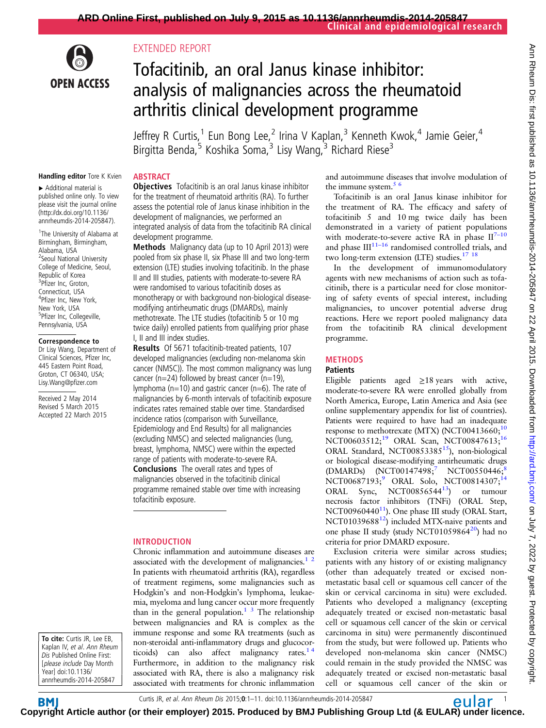EXTENDED REPORT

# Tofacitinib, an oral Janus kinase inhibitor: analysis of malignancies across the rheumatoid arthritis clinical development programme

Jeffrey R Curtis,[1] Eun Bong Lee,[2] Irina V Kaplan,[3] Kenneth Kwok,[4] Jamie Geier,[4] Birgitta Benda,[5] Koshika Soma,[3] Lisy Wang,[3] Richard Riese[3]

**Handling editor** Tore K Kvien

▸ Additional material is published online only. To view please visit the journal online (http://dx.doi.org/10.1136/annrheumdis-2014-205847).

[1]The University of Alabama at Birmingham, Birmingham, Alabama, USA
[2]Seoul National University College of Medicine, Seoul, Republic of Korea
[3]Pfizer Inc, Groton, Connecticut, USA
[4]Pfizer Inc, New York, New York, USA
[5]Pfizer Inc, Collegeville, Pennsylvania, USA

**Correspondence to**
Dr Lisy Wang, Department of Clinical Sciences, Pfizer Inc, 445 Eastern Point Road, Groton, CT 06340, USA; Lisy.Wang@pfizer.com

Received 2 May 2014
Revised 5 March 2015
Accepted 22 March 2015

## ABSTRACT

**Objectives** Tofacitinib is an oral Janus kinase inhibitor for the treatment of rheumatoid arthritis (RA). To further assess the potential role of Janus kinase inhibition in the development of malignancies, we performed an integrated analysis of data from the tofacitinib RA clinical development programme.

**Methods** Malignancy data (up to 10 April 2013) were pooled from six phase II, six Phase III and two long-term extension (LTE) studies involving tofacitinib. In the phase II and III studies, patients with moderate-to-severe RA were randomised to various tofacitinib doses as monotherapy or with background non-biological disease-modifying antirheumatic drugs (DMARDs), mainly methotrexate. The LTE studies (tofacitinib 5 or 10 mg twice daily) enrolled patients from qualifying prior phase I, II and III index studies.

**Results** Of 5671 tofacitinib-treated patients, 107 developed malignancies (excluding non-melanoma skin cancer (NMSC)). The most common malignancy was lung cancer (n=24) followed by breast cancer (n=19), lymphoma (n=10) and gastric cancer (n=6). The rate of malignancies by 6-month intervals of tofacitinib exposure indicates rates remained stable over time. Standardised incidence ratios (comparison with Surveillance, Epidemiology and End Results) for all malignancies (excluding NMSC) and selected malignancies (lung, breast, lymphoma, NMSC) were within the expected range of patients with moderate-to-severe RA.

**Conclusions** The overall rates and types of malignancies observed in the tofacitinib clinical programme remained stable over time with increasing tofacitinib exposure.

## INTRODUCTION

Chronic inflammation and autoimmune diseases are associated with the development of malignancies.[1 2] In patients with rheumatoid arthritis (RA), regardless of treatment regimens, some malignancies such as Hodgkin's and non-Hodgkin's lymphoma, leukaemia, myeloma and lung cancer occur more frequently than in the general population.[1 3] The relationship between malignancies and RA is complex as the immune response and some RA treatments (such as non-steroidal anti-inflammatory drugs and glucocorticoids) can also affect malignancy rates.[1 4] Furthermore, in addition to the malignancy risk associated with RA, there is also a malignancy risk associated with treatments for chronic inflammation and autoimmune diseases that involve modulation of the immune system.[5 6]

Tofacitinib is an oral Janus kinase inhibitor for the treatment of RA. The efficacy and safety of tofacitinib 5 and 10 mg twice daily has been demonstrated in a variety of patient populations with moderate-to-severe active RA in phase II[7–10] and phase III[11–16] randomised controlled trials, and two long-term extension (LTE) studies.[17 18]

In the development of immunomodulatory agents with new mechanisms of action such as tofacitinib, there is a particular need for close monitoring of safety events of special interest, including malignancies, to uncover potential adverse drug reactions. Here we report pooled malignancy data from the tofacitinib RA clinical development programme.

## METHODS

### Patients

Eligible patients aged ≥18 years with active, moderate-to-severe RA were enrolled globally from North America, Europe, Latin America and Asia (see online supplementary appendix for list of countries). Patients were required to have had an inadequate response to methotrexate (MTX) (NCT00413660;[10] NCT00603512;[19] ORAL Scan, NCT00847613;[16] ORAL Standard, NCT00853385[15]), non-biological or biological disease-modifying antirheumatic drugs (DMARDs) (NCT00147498;[7] NCT00550446;[8] NCT00687193;[9] ORAL Solo, NCT00814307;[14] ORAL Sync, NCT00856544[13]) or tumour necrosis factor inhibitors (TNFi) (ORAL Step, NCT00960440[11]). One phase III study (ORAL Start, NCT01039688[12]) included MTX-naive patients and one phase II study (study NCT01059864[20]) had no criteria for prior DMARD exposure.

Exclusion criteria were similar across studies; patients with any history of or existing malignancy (other than adequately treated or excised non-metastatic basal cell or squamous cell cancer of the skin or cervical carcinoma in situ) were excluded. Patients who developed a malignancy (excepting adequately treated or excised non-metastatic basal cell or squamous cell cancer of the skin or cervical carcinoma in situ) were permanently discontinued from the study, but were followed up. Patients who developed non-melanoma skin cancer (NMSC) could remain in the study provided the NMSC was adequately treated or excised non-metastatic basal cell or squamous cell cancer of the skin or

**To cite:** Curtis JR, Lee EB, Kaplan IV, et al. Ann Rheum Dis Published Online First: [please include Day Month Year] doi:10.1136/annrheumdis-2014-205847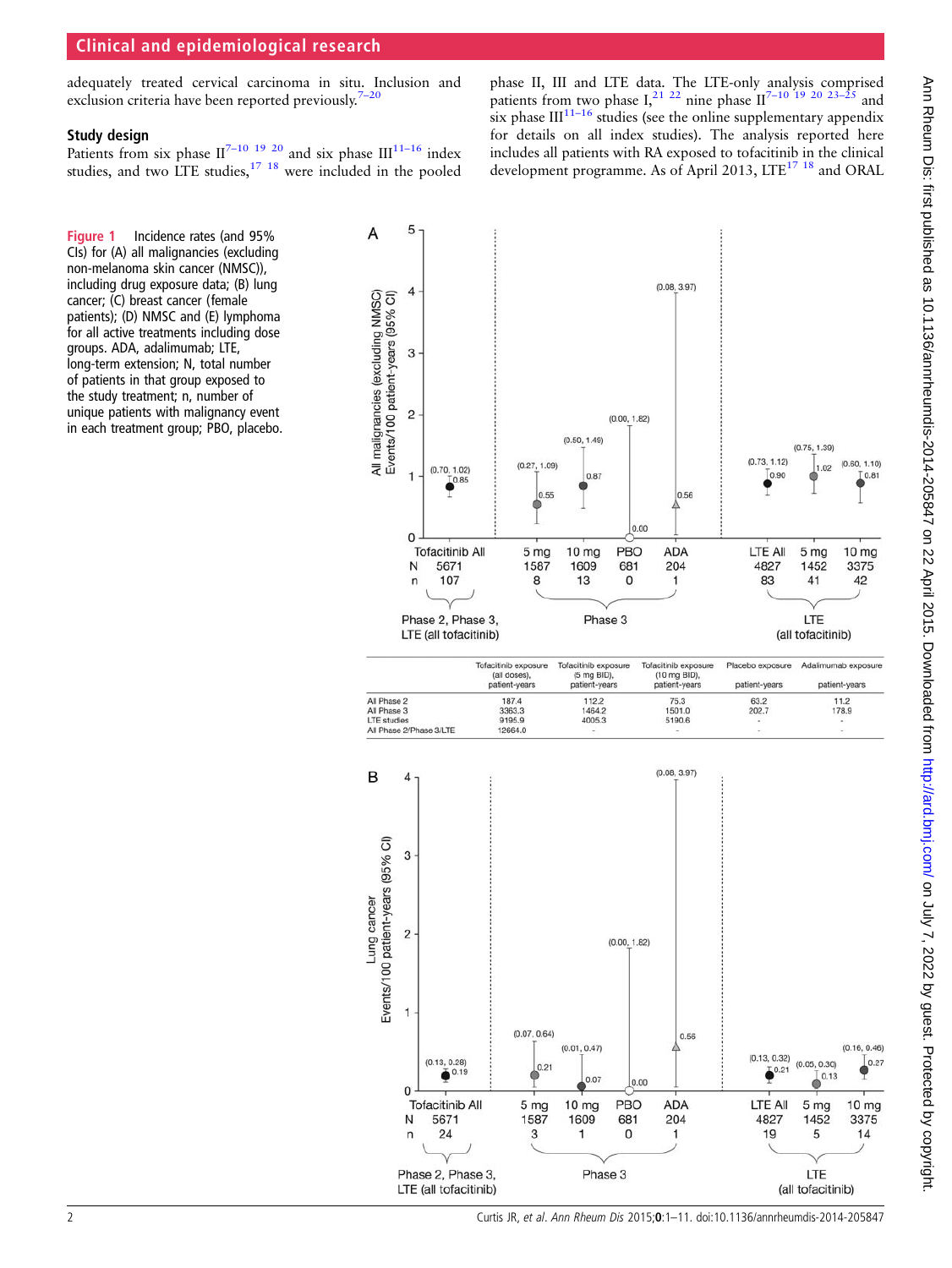adequately treated cervical carcinoma in situ. Inclusion and exclusion criteria have been reported previously.[7–20]

### Study design

Patients from six phase II[7–10 19 20] and six phase III[11–16] index studies, and two LTE studies,[17 18] were included in the pooled phase II, III and LTE data. The LTE-only analysis comprised patients from two phase I,[21 22] nine phase II[7–10 19 20 23–25] and six phase III[11–16] studies (see the online supplementary appendix for details on all index studies). The analysis reported here includes all patients with RA exposed to tofacitinib in the clinical development programme. As of April 2013, LTE[17 18] and ORAL

| | Tofacitinib exposure (all doses), patient-years | Tofacitinib exposure (5 mg BID), patient-years | Tofacitinib exposure (10 mg BID), patient-years | Placebo exposure patient-years | Adalimumab exposure patient-years |
|---|---|---|---|---|---|
| All Phase 2 | 187.4 | 112.2 | 75.3 | 63.2 | 11.2 |
| All Phase 3 | 3363.3 | 1464.2 | 1501.0 | 202.7 | 178.9 |
| LTE studies | 9195.9 | 4005.3 | 5190.6 | - | - |
| All Phase 2/Phase 3/LTE | 12664.0 | - | - | - | - |

**Figure 1** Incidence rates (and 95% CIs) for (A) all malignancies (excluding non-melanoma skin cancer (NMSC)), including drug exposure data; (B) lung cancer; (C) breast cancer (female patients); (D) NMSC and (E) lymphoma for all active treatments including dose groups. ADA, adalimumab; LTE, long-term extension; N, total number of patients in that group exposed to the study treatment; n, number of unique patients with malignancy event in each treatment group; PBO, placebo.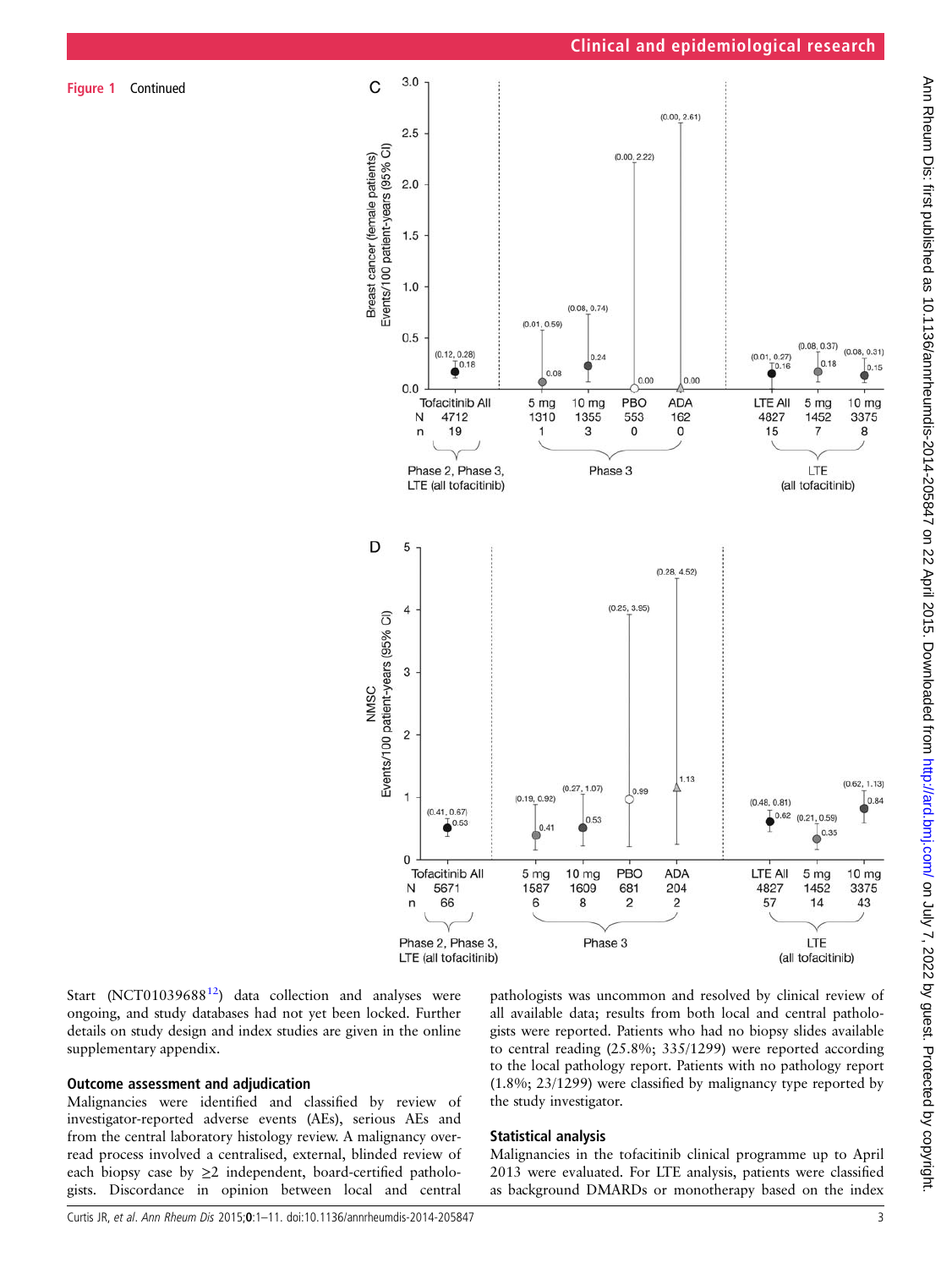**Figure 1** Continued

Start (NCT01039688[12]) data collection and analyses were ongoing, and study databases had not yet been locked. Further details on study design and index studies are given in the online supplementary appendix.

### Outcome assessment and adjudication

Malignancies were identified and classified by review of investigator-reported adverse events (AEs), serious AEs and from the central laboratory histology review. A malignancy over-read process involved a centralised, external, blinded review of each biopsy case by ≥2 independent, board-certified pathologists. Discordance in opinion between local and central pathologists was uncommon and resolved by clinical review of all available data; results from both local and central pathologists were reported. Patients who had no biopsy slides available to central reading (25.8%; 335/1299) were reported according to the local pathology report. Patients with no pathology report (1.8%; 23/1299) were classified by malignancy type reported by the study investigator.

### Statistical analysis

Malignancies in the tofacitinib clinical programme up to April 2013 were evaluated. For LTE analysis, patients were classified as background DMARDs or monotherapy based on the index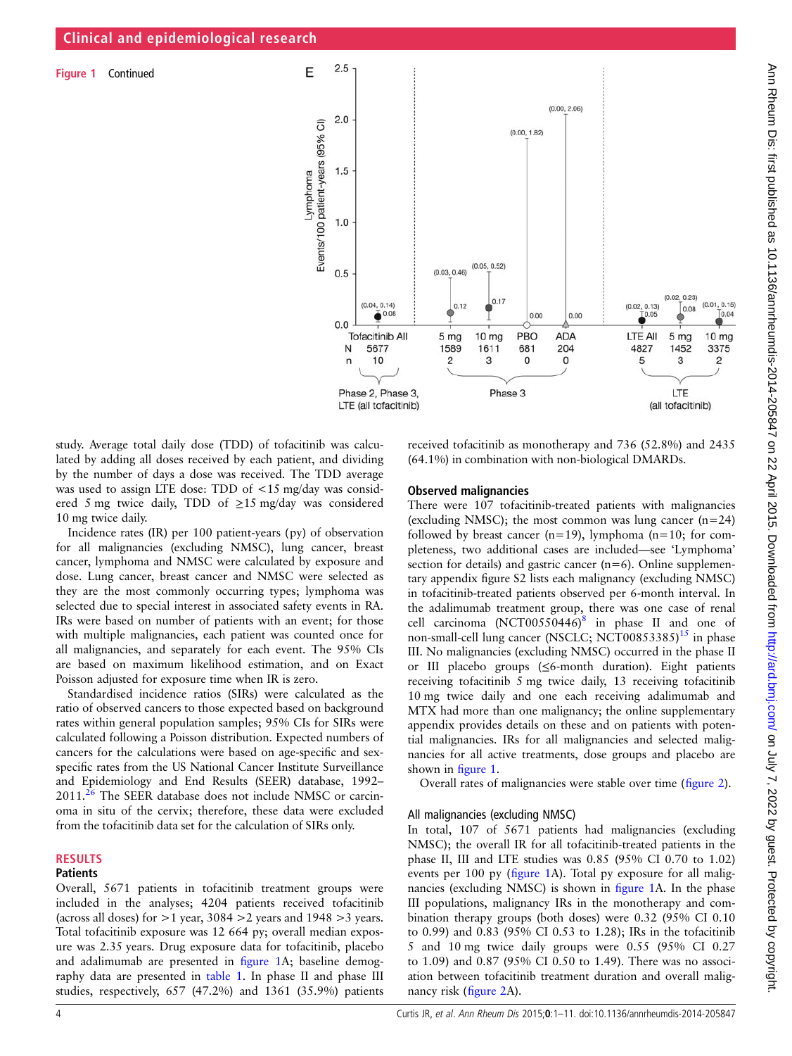**Figure 1** Continued

study. Average total daily dose (TDD) of tofacitinib was calculated by adding all doses received by each patient, and dividing by the number of days a dose was received. The TDD average was used to assign LTE dose: TDD of <15 mg/day was considered 5 mg twice daily, TDD of ≥15 mg/day was considered 10 mg twice daily.

Incidence rates (IR) per 100 patient-years (py) of observation for all malignancies (excluding NMSC), lung cancer, breast cancer, lymphoma and NMSC were calculated by exposure and dose. Lung cancer, breast cancer and NMSC were selected as they are the most commonly occurring types; lymphoma was selected due to special interest in associated safety events in RA. IRs were based on number of patients with an event; for those with multiple malignancies, each patient was counted once for all malignancies, and separately for each event. The 95% CIs are based on maximum likelihood estimation, and on Exact Poisson adjusted for exposure time when IR is zero.

Standardised incidence ratios (SIRs) were calculated as the ratio of observed cancers to those expected based on background rates within general population samples; 95% CIs for SIRs were calculated following a Poisson distribution. Expected numbers of cancers for the calculations were based on age-specific and sex-specific rates from the US National Cancer Institute Surveillance and Epidemiology and End Results (SEER) database, 1992–2011.[26] The SEER database does not include NMSC or carcinoma in situ of the cervix; therefore, these data were excluded from the tofacitinib data set for the calculation of SIRs only.

## RESULTS

### Patients

Overall, 5671 patients in tofacitinib treatment groups were included in the analyses; 4204 patients received tofacitinib (across all doses) for >1 year, 3084 >2 years and 1948 >3 years. Total tofacitinib exposure was 12 664 py; overall median exposure was 2.35 years. Drug exposure data for tofacitinib, placebo and adalimumab are presented in figure 1A; baseline demography data are presented in table 1. In phase II and phase III studies, respectively, 657 (47.2%) and 1361 (35.9%) patients received tofacitinib as monotherapy and 736 (52.8%) and 2435 (64.1%) in combination with non-biological DMARDs.

### Observed malignancies

There were 107 tofacitinib-treated patients with malignancies (excluding NMSC); the most common was lung cancer (n=24) followed by breast cancer (n=19), lymphoma (n=10; for completeness, two additional cases are included—see 'Lymphoma' section for details) and gastric cancer (n=6). Online supplementary appendix figure S2 lists each malignancy (excluding NMSC) in tofacitinib-treated patients observed per 6-month interval. In the adalimumab treatment group, there was one case of renal cell carcinoma (NCT00550446)[8] in phase II and one of non-small-cell lung cancer (NSCLC; NCT00853385)[15] in phase III. No malignancies (excluding NMSC) occurred in the phase II or III placebo groups (≤6-month duration). Eight patients receiving tofacitinib 5 mg twice daily, 13 receiving tofacitinib 10 mg twice daily and one each receiving adalimumab and MTX had more than one malignancy; the online supplementary appendix provides details on these and on patients with potential malignancies. IRs for all malignancies and selected malignancies for all active treatments, dose groups and placebo are shown in figure 1.

Overall rates of malignancies were stable over time (figure 2).

### All malignancies (excluding NMSC)

In total, 107 of 5671 patients had malignancies (excluding NMSC); the overall IR for all tofacitinib-treated patients in the phase II, III and LTE studies was 0.85 (95% CI 0.70 to 1.02) events per 100 py (figure 1A). Total py exposure for all malignancies (excluding NMSC) is shown in figure 1A. In the phase III populations, malignancy IRs in the monotherapy and combination therapy groups (both doses) were 0.32 (95% CI 0.10 to 0.99) and 0.83 (95% CI 0.53 to 1.28); IRs in the tofacitinib 5 and 10 mg twice daily groups were 0.55 (95% CI 0.27 to 1.09) and 0.87 (95% CI 0.50 to 1.49). There was no association between tofacitinib treatment duration and overall malignancy risk (figure 2A).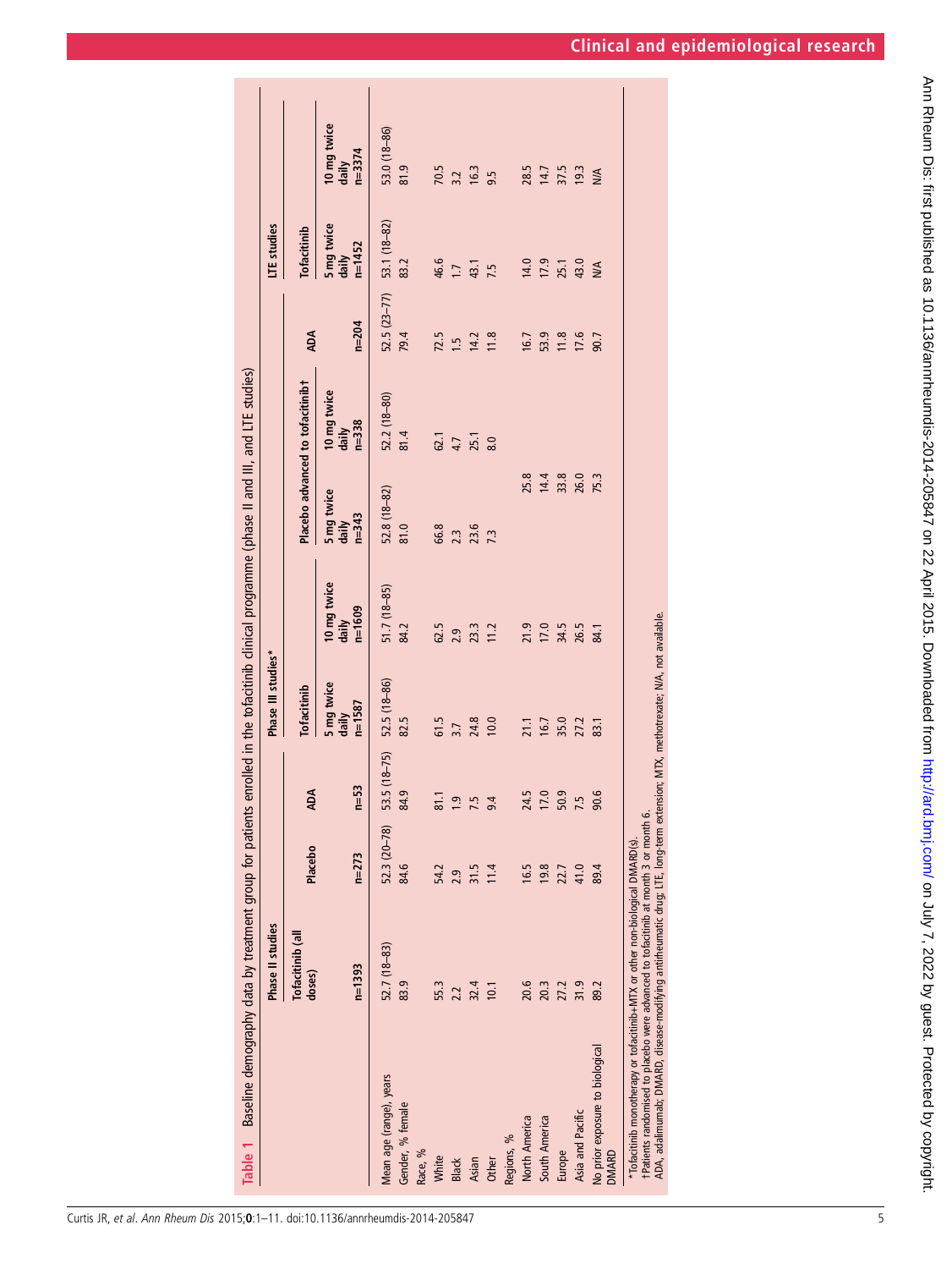**Table 1** Baseline demography data by treatment group for patients enrolled in the tofacitinib clinical programme (phase II and III, and LTE studies)

| | Phase II studies | | | Phase III studies* | | | | | LTE studies | |
|---|---|---|---|---|---|---|---|---|---|---|
| | Tofacitinib (all doses) | Placebo | ADA | Tofacitinib | | Placebo advanced to tofacitinib† | | ADA | Tofacitinib | |
| | | | | 5 mg twice daily | 10 mg twice daily | 5 mg twice daily | 10 mg twice daily | | 5 mg twice daily | 10 mg twice daily |
| | n=1393 | n=273 | n=53 | n=1587 | n=1609 | n=343 | n=338 | n=204 | n=1452 | n=3374 |
| Mean age (range), years | 52.7 (18–83) | 52.3 (20–78) | 53.5 (18–75) | 52.5 (18–86) | 51.7 (18–85) | 52.8 (18–82) | 52.2 (18–80) | 52.5 (23–77) | 53.1 (18–82) | 53.0 (18–86) |
| Gender, % female | 83.9 | 84.6 | 84.9 | 82.5 | 84.2 | 81.0 | 81.4 | 79.4 | 83.2 | 81.9 |
| Race, % | | | | | | | | | | |
| White | 55.3 | 54.2 | 81.1 | 61.5 | 62.5 | 66.8 | 62.1 | 72.5 | 46.6 | 70.5 |
| Black | 2.2 | 2.9 | 1.9 | 3.7 | 2.9 | 2.3 | 4.7 | 1.5 | 1.7 | 3.2 |
| Asian | 32.4 | 31.5 | 7.5 | 24.8 | 23.3 | 23.6 | 25.1 | 14.2 | 43.1 | 16.3 |
| Other | 10.1 | 11.4 | 9.4 | 10.0 | 11.2 | 7.3 | 8.0 | 11.8 | 7.5 | 9.5 |
| Regions, % | | | | | | | | | | |
| North America | 20.6 | 16.5 | 24.5 | 21.1 | 21.9 | 25.8 | | 16.7 | 14.0 | 28.5 |
| South America | 20.3 | 19.8 | 17.0 | 16.7 | 17.0 | 14.4 | | 53.9 | 17.9 | 14.7 |
| Europe | 27.2 | 22.7 | 50.9 | 35.0 | 34.5 | 33.8 | | 11.8 | 25.1 | 37.5 |
| Asia and Pacific | 31.9 | 41.0 | 7.5 | 27.2 | 26.5 | 26.0 | | 17.6 | 43.0 | 19.3 |
| No prior exposure to biological DMARD | 89.2 | 89.4 | 90.6 | 83.1 | 84.1 | 75.3 | | 90.7 | N/A | N/A |

*Tofacitinib monotherapy or tofacitinib+MTX or other non-biological DMARD(s).
†Patients randomised to placebo were advanced to tofacitinib at month 3 or month 6.
ADA, adalimumab; DMARD, disease-modifying antirheumatic drug; LTE, long-term extension; MTX, methotrexate; N/A, not available.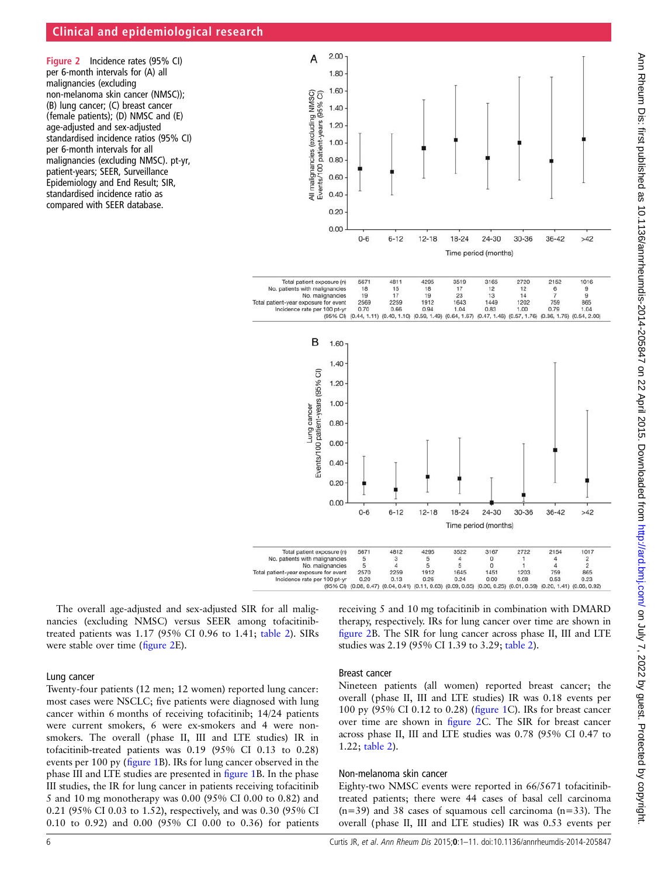**Figure 2** Incidence rates (95% CI) per 6-month intervals for (A) all malignancies (excluding non-melanoma skin cancer (NMSC)); (B) lung cancer; (C) breast cancer (female patients); (D) NMSC and (E) age-adjusted and sex-adjusted standardised incidence ratios (95% CI) per 6-month intervals for all malignancies (excluding NMSC). pt-yr, patient-years; SEER, Surveillance Epidemiology and End Result; SIR, standardised incidence ratio as compared with SEER database.

| | 0-6 | 6-12 | 12-18 | 18-24 | 24-30 | 30-36 | 36-42 | >42 |
|---|---|---|---|---|---|---|---|---|
| Total patient exposure (n) | 5671 | 4811 | 4295 | 3519 | 3165 | 2720 | 2152 | 1016 |
| No. patients with malignancies | 18 | 15 | 18 | 17 | 12 | 12 | 6 | 9 |
| No. malignancies | 19 | 17 | 19 | 23 | 13 | 14 | 7 | 9 |
| Total patient-year exposure for event | 2569 | 2259 | 1912 | 1643 | 1449 | 1202 | 759 | 865 |
| Incidence rate per 100 pt-yr | 0.70 | 0.66 | 0.94 | 1.04 | 0.83 | 1.00 | 0.79 | 1.04 |
| (95% CI) | (0.44, 1.11) | (0.40, 1.10) | (0.59, 1.49) | (0.64, 1.67) | (0.47, 1.46) | (0.57, 1.76) | (0.36, 1.76) | (0.54, 2.00) |

| | 0-6 | 6-12 | 12-18 | 18-24 | 24-30 | 30-36 | 36-42 | >42 |
|---|---|---|---|---|---|---|---|---|
| Total patient exposure (n) | 5671 | 4812 | 4295 | 3522 | 3167 | 2722 | 2154 | 1017 |
| No. patients with malignancies | 5 | 3 | 5 | 4 | 0 | 1 | 4 | 2 |
| No. malignancies | 5 | 4 | 5 | 5 | 0 | 1 | 4 | 2 |
| Total patient-year exposure for event | 2570 | 2259 | 1912 | 1645 | 1451 | 1203 | 759 | 865 |
| Incidence rate per 100 pt-yr | 0.20 | 0.13 | 0.26 | 0.24 | 0.00 | 0.08 | 0.53 | 0.23 |
| (95% CI) | (0.08, 0.47) | (0.04, 0.41) | (0.11, 0.63) | (0.09, 0.65) | (0.00, 0.25) | (0.01, 0.59) | (0.20, 1.41) | (0.06, 0.92) |

The overall age-adjusted and sex-adjusted SIR for all malignancies (excluding NMSC) versus SEER among tofacitinib-treated patients was 1.17 (95% CI 0.96 to 1.41; table 2). SIRs were stable over time (figure 2E).

## Lung cancer

Twenty-four patients (12 men; 12 women) reported lung cancer: most cases were NSCLC; five patients were diagnosed with lung cancer within 6 months of receiving tofacitinib; 14/24 patients were current smokers, 6 were ex-smokers and 4 were non-smokers. The overall (phase II, III and LTE studies) IR in tofacitinib-treated patients was 0.19 (95% CI 0.13 to 0.28) events per 100 py (figure 1B). IRs for lung cancer observed in the phase III and LTE studies are presented in figure 1B. In the phase III studies, the IR for lung cancer in patients receiving tofacitinib 5 and 10 mg monotherapy was 0.00 (95% CI 0.00 to 0.82) and 0.21 (95% CI 0.03 to 1.52), respectively, and was 0.30 (95% CI 0.10 to 0.92) and 0.00 (95% CI 0.00 to 0.36) for patients receiving 5 and 10 mg tofacitinib in combination with DMARD therapy, respectively. IRs for lung cancer over time are shown in figure 2B. The SIR for lung cancer across phase II, III and LTE studies was 2.19 (95% CI 1.39 to 3.29; table 2).

## Breast cancer

Nineteen patients (all women) reported breast cancer; the overall (phase II, III and LTE studies) IR was 0.18 events per 100 py (95% CI 0.12 to 0.28) (figure 1C). IRs for breast cancer over time are shown in figure 2C. The SIR for breast cancer across phase II, III and LTE studies was 0.78 (95% CI 0.47 to 1.22; table 2).

## Non-melanoma skin cancer

Eighty-two NMSC events were reported in 66/5671 tofacitinib-treated patients; there were 44 cases of basal cell carcinoma (n=39) and 38 cases of squamous cell carcinoma (n=33). The overall (phase II, III and LTE studies) IR was 0.53 events per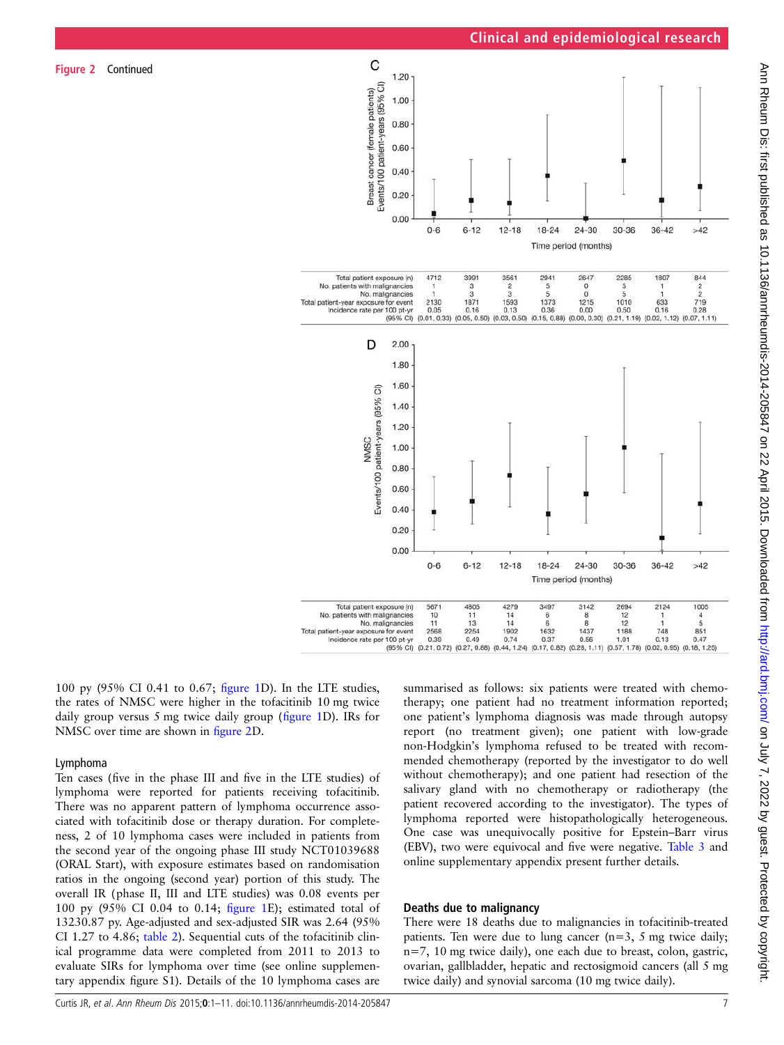**Figure 2** Continued

C

| | 0-6 | 6-12 | 12-18 | 18-24 | 24-30 | 30-36 | 36-42 | >42 |
|---|---|---|---|---|---|---|---|---|
| Total patient exposure (n) | 4712 | 3991 | 3561 | 2941 | 2647 | 2285 | 1807 | 844 |
| No. patients with malignancies | 1 | 3 | 2 | 5 | 0 | 5 | 1 | 2 |
| No. malignancies | 1 | 3 | 3 | 5 | 0 | 5 | 1 | 2 |
| Total patient-year exposure for event | 2130 | 1871 | 1593 | 1373 | 1215 | 1010 | 633 | 719 |
| Incidence rate per 100 pt-yr | 0.05 | 0.16 | 0.13 | 0.36 | 0.00 | 0.50 | 0.16 | 0.28 |
| (95% CI) | (0.01, 0.33) | (0.05, 0.50) | (0.03, 0.50) | (0.15, 0.88) | (0.00, 0.30) | (0.21, 1.19) | (0.02, 1.12) | (0.07, 1.11) |

D

| | 0-6 | 6-12 | 12-18 | 18-24 | 24-30 | 30-36 | 36-42 | >42 |
|---|---|---|---|---|---|---|---|---|
| Total patient exposure (n) | 5671 | 4805 | 4279 | 3497 | 3142 | 2694 | 2124 | 1005 |
| No. patients with malignancies | 10 | 11 | 14 | 6 | 8 | 12 | 1 | 4 |
| No. malignancies | 11 | 13 | 14 | 6 | 8 | 12 | 1 | 5 |
| Total patient-year exposure for event | 2568 | 2254 | 1902 | 1632 | 1437 | 1188 | 748 | 851 |
| Incidence rate per 100 pt-yr | 0.39 | 0.49 | 0.74 | 0.37 | 0.56 | 1.01 | 0.13 | 0.47 |
| (95% CI) | (0.21, 0.72) | (0.27, 0.88) | (0.44, 1.24) | (0.17, 0.82) | (0.28, 1.11) | (0.57, 1.78) | (0.02, 0.95) | (0.18, 1.25) |

100 py (95% CI 0.41 to 0.67; figure 1D). In the LTE studies, the rates of NMSC were higher in the tofacitinib 10 mg twice daily group versus 5 mg twice daily group (figure 1D). IRs for NMSC over time are shown in figure 2D.

### Lymphoma

Ten cases (five in the phase III and five in the LTE studies) of lymphoma were reported for patients receiving tofacitinib. There was no apparent pattern of lymphoma occurrence associated with tofacitinib dose or therapy duration. For completeness, 2 of 10 lymphoma cases were included in patients from the second year of the ongoing phase III study NCT01039688 (ORAL Start), with exposure estimates based on randomisation ratios in the ongoing (second year) portion of this study. The overall IR (phase II, III and LTE studies) was 0.08 events per 100 py (95% CI 0.04 to 0.14; figure 1E); estimated total of 13230.87 py. Age-adjusted and sex-adjusted SIR was 2.64 (95% CI 1.27 to 4.86; table 2). Sequential cuts of the tofacitinib clinical programme data were completed from 2011 to 2013 to evaluate SIRs for lymphoma over time (see online supplementary appendix figure S1). Details of the 10 lymphoma cases are summarised as follows: six patients were treated with chemotherapy; one patient had no treatment information reported; one patient's lymphoma diagnosis was made through autopsy report (no treatment given); one patient with low-grade non-Hodgkin's lymphoma refused to be treated with recommended chemotherapy (reported by the investigator to do well without chemotherapy); and one patient had resection of the salivary gland with no chemotherapy or radiotherapy (the patient recovered according to the investigator). The types of lymphoma reported were histopathologically heterogeneous. One case was unequivocally positive for Epstein–Barr virus (EBV), two were equivocal and five were negative. Table 3 and online supplementary appendix present further details.

### Deaths due to malignancy

There were 18 deaths due to malignancies in tofacitinib-treated patients. Ten were due to lung cancer (n=3, 5 mg twice daily; n=7, 10 mg twice daily), one each due to breast, colon, gastric, ovarian, gallbladder, hepatic and rectosigmoid cancers (all 5 mg twice daily) and synovial sarcoma (10 mg twice daily).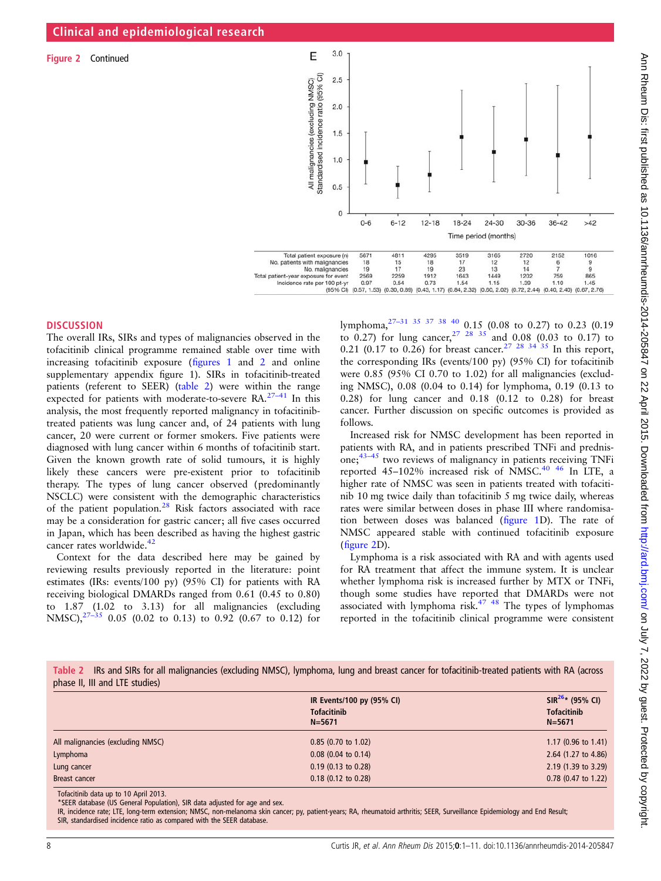**Figure 2** Continued

| | 0-6 | 6-12 | 12-18 | 18-24 | 24-30 | 30-36 | 36-42 | >42 |
|---|---|---|---|---|---|---|---|---|
| Total patient exposure (n) | 5671 | 4811 | 4295 | 3519 | 3165 | 2720 | 2152 | 1016 |
| No. patients with malignancies | 18 | 15 | 18 | 17 | 12 | 12 | 6 | 9 |
| No. malignancies | 19 | 17 | 19 | 23 | 13 | 14 | 7 | 9 |
| Total patient-year exposure for event | 2569 | 2259 | 1912 | 1643 | 1449 | 1202 | 759 | 865 |
| Incidence rate per 100 pt-yr | 0.97 | 0.54 | 0.73 | 1.54 | 1.15 | 1.39 | 1.10 | 1.45 |
| (95% CI) | (0.57, 1.53) | (0.30, 0.89) | (0.43, 1.17) | (0.84, 2.32) | (0.60, 2.02) | (0.72, 2.44) | (0.40, 2.40) | (0.67, 2.76) |

## DISCUSSION

The overall IRs, SIRs and types of malignancies observed in the tofacitinib clinical programme remained stable over time with increasing tofacitinib exposure (figures 1 and 2 and online supplementary appendix figure 1). SIRs in tofacitinib-treated patients (referent to SEER) (table 2) were within the range expected for patients with moderate-to-severe RA.[27–41] In this analysis, the most frequently reported malignancy in tofacitinib-treated patients was lung cancer and, of 24 patients with lung cancer, 20 were current or former smokers. Five patients were diagnosed with lung cancer within 6 months of tofacitinib start. Given the known growth rate of solid tumours, it is highly likely these cancers were pre-existent prior to tofacitinib therapy. The types of lung cancer observed (predominantly NSCLC) were consistent with the demographic characteristics of the patient population.[28] Risk factors associated with race may be a consideration for gastric cancer; all five cases occurred in Japan, which has been described as having the highest gastric cancer rates worldwide.[42]

Context for the data described here may be gained by reviewing results previously reported in the literature: point estimates (IRs: events/100 py) (95% CI) for patients with RA receiving biological DMARDs ranged from 0.61 (0.45 to 0.80) to 1.87 (1.02 to 3.13) for all malignancies (excluding NMSC),[27–35] 0.05 (0.02 to 0.13) to 0.92 (0.67 to 0.12) for lymphoma,[27–31 35 37 38 40] 0.15 (0.08 to 0.27) to 0.23 (0.19 to 0.27) for lung cancer,[27 28 35] and 0.08 (0.03 to 0.17) to 0.21 (0.17 to 0.26) for breast cancer.[27 28 34 35] In this report, the corresponding IRs (events/100 py) (95% CI) for tofacitinib were 0.85 (95% CI 0.70 to 1.02) for all malignancies (excluding NMSC), 0.08 (0.04 to 0.14) for lymphoma, 0.19 (0.13 to 0.28) for lung cancer and 0.18 (0.12 to 0.28) for breast cancer. Further discussion on specific outcomes is provided as follows.

Increased risk for NMSC development has been reported in patients with RA, and in patients prescribed TNFi and prednisone;[43–45] two reviews of malignancy in patients receiving TNFi reported 45–102% increased risk of NMSC.[40 46] In LTE, a higher rate of NMSC was seen in patients treated with tofacitinib 10 mg twice daily than tofacitinib 5 mg twice daily, whereas rates were similar between doses in phase III where randomisation between doses was balanced (figure 1D). The rate of NMSC appeared stable with continued tofacitinib exposure (figure 2D).

Lymphoma is a risk associated with RA and with agents used for RA treatment that affect the immune system. It is unclear whether lymphoma risk is increased further by MTX or TNFi, though some studies have reported that DMARDs were not associated with lymphoma risk.[47 48] The types of lymphomas reported in the tofacitinib clinical programme were consistent

**Table 2** IRs and SIRs for all malignancies (excluding NMSC), lymphoma, lung and breast cancer for tofacitinib-treated patients with RA (across phase II, III and LTE studies)

| | IR Events/100 py (95% CI) Tofacitinib N=5671 | SIR[26]* (95% CI) Tofacitinib N=5671 |
|---|---|---|
| All malignancies (excluding NMSC) | 0.85 (0.70 to 1.02) | 1.17 (0.96 to 1.41) |
| Lymphoma | 0.08 (0.04 to 0.14) | 2.64 (1.27 to 4.86) |
| Lung cancer | 0.19 (0.13 to 0.28) | 2.19 (1.39 to 3.29) |
| Breast cancer | 0.18 (0.12 to 0.28) | 0.78 (0.47 to 1.22) |

Tofacitinib data up to 10 April 2013.
*SEER database (US General Population), SIR data adjusted for age and sex.
IR, incidence rate; LTE, long-term extension; NMSC, non-melanoma skin cancer; py, patient-years; RA, rheumatoid arthritis; SEER, Surveillance Epidemiology and End Result; SIR, standardised incidence ratio as compared with the SEER database.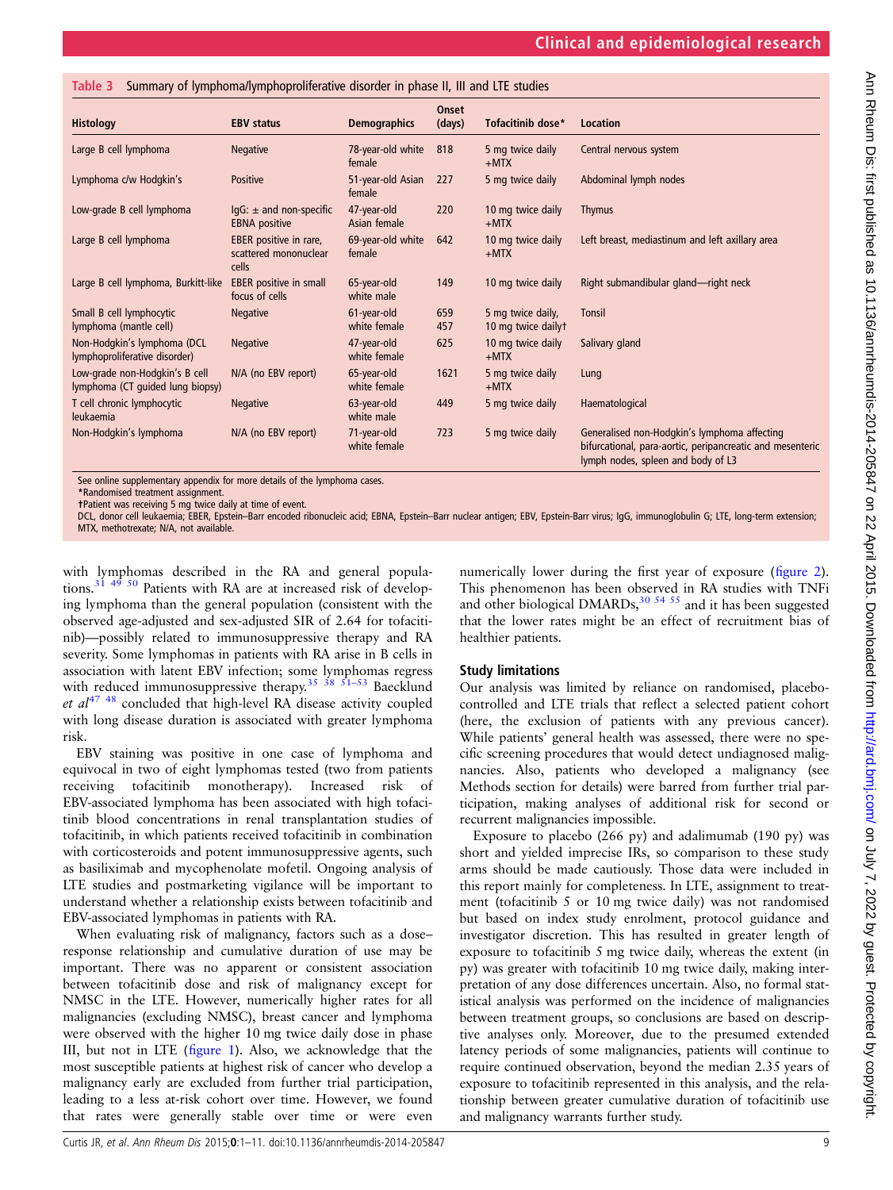**Table 3** Summary of lymphoma/lymphoproliferative disorder in phase II, III and LTE studies

| Histology | EBV status | Demographics | Onset (days) | Tofacitinib dose* | Location |
|---|---|---|---|---|---|
| Large B cell lymphoma | Negative | 78-year-old white female | 818 | 5 mg twice daily +MTX | Central nervous system |
| Lymphoma c/w Hodgkin's | Positive | 51-year-old Asian female | 227 | 5 mg twice daily | Abdominal lymph nodes |
| Low-grade B cell lymphoma | IgG: ± and non-specific EBNA positive | 47-year-old Asian female | 220 | 10 mg twice daily +MTX | Thymus |
| Large B cell lymphoma | EBER positive in rare, scattered mononuclear cells | 69-year-old white female | 642 | 10 mg twice daily +MTX | Left breast, mediastinum and left axillary area |
| Large B cell lymphoma, Burkitt-like | EBER positive in small focus of cells | 65-year-old white male | 149 | 10 mg twice daily | Right submandibular gland—right neck |
| Small B cell lymphocytic lymphoma (mantle cell) | Negative | 61-year-old white female | 659 457 | 5 mg twice daily, 10 mg twice daily† | Tonsil |
| Non-Hodgkin's lymphoma (DCL lymphoproliferative disorder) | Negative | 47-year-old white female | 625 | 10 mg twice daily +MTX | Salivary gland |
| Low-grade non-Hodgkin's B cell lymphoma (CT guided lung biopsy) | N/A (no EBV report) | 65-year-old white female | 1621 | 5 mg twice daily +MTX | Lung |
| T cell chronic lymphocytic leukaemia | Negative | 63-year-old white male | 449 | 5 mg twice daily | Haematological |
| Non-Hodgkin's lymphoma | N/A (no EBV report) | 71-year-old white female | 723 | 5 mg twice daily | Generalised non-Hodgkin's lymphoma affecting bifurcational, para-aortic, peripancreatic and mesenteric lymph nodes, spleen and body of L3 |

See online supplementary appendix for more details of the lymphoma cases.
*Randomised treatment assignment.
†Patient was receiving 5 mg twice daily at time of event.
DCL, donor cell leukaemia; EBER, Epstein–Barr encoded ribonucleic acid; EBNA, Epstein–Barr nuclear antigen; EBV, Epstein-Barr virus; IgG, immunoglobulin G; LTE, long-term extension; MTX, methotrexate; N/A, not available.

with lymphomas described in the RA and general populations.[31 49 50] Patients with RA are at increased risk of developing lymphoma than the general population (consistent with the observed age-adjusted and sex-adjusted SIR of 2.64 for tofacitinib)—possibly related to immunosuppressive therapy and RA severity. Some lymphomas in patients with RA arise in B cells in association with latent EBV infection; some lymphomas regress with reduced immunosuppressive therapy.[35 38 51–53] Baecklund *et al*[47 48] concluded that high-level RA disease activity coupled with long disease duration is associated with greater lymphoma risk.

EBV staining was positive in one case of lymphoma and equivocal in two of eight lymphomas tested (two from patients receiving tofacitinib monotherapy). Increased risk of EBV-associated lymphoma has been associated with high tofacitinib blood concentrations in renal transplantation studies of tofacitinib, in which patients received tofacitinib in combination with corticosteroids and potent immunosuppressive agents, such as basiliximab and mycophenolate mofetil. Ongoing analysis of LTE studies and postmarketing vigilance will be important to understand whether a relationship exists between tofacitinib and EBV-associated lymphomas in patients with RA.

When evaluating risk of malignancy, factors such as a dose–response relationship and cumulative duration of use may be important. There was no apparent or consistent association between tofacitinib dose and risk of malignancy except for NMSC in the LTE. However, numerically higher rates for all malignancies (excluding NMSC), breast cancer and lymphoma were observed with the higher 10 mg twice daily dose in phase III, but not in LTE (figure 1). Also, we acknowledge that the most susceptible patients at highest risk of cancer who develop a malignancy early are excluded from further trial participation, leading to a less at-risk cohort over time. However, we found that rates were generally stable over time or were even numerically lower during the first year of exposure (figure 2). This phenomenon has been observed in RA studies with TNFi and other biological DMARDs,[30 54 55] and it has been suggested that the lower rates might be an effect of recruitment bias of healthier patients.

### Study limitations

Our analysis was limited by reliance on randomised, placebo-controlled and LTE trials that reflect a selected patient cohort (here, the exclusion of patients with any previous cancer). While patients' general health was assessed, there were no specific screening procedures that would detect undiagnosed malignancies. Also, patients who developed a malignancy (see Methods section for details) were barred from further trial participation, making analyses of additional risk for second or recurrent malignancies impossible.

Exposure to placebo (266 py) and adalimumab (190 py) was short and yielded imprecise IRs, so comparison to these study arms should be made cautiously. Those data were included in this report mainly for completeness. In LTE, assignment to treatment (tofacitinib 5 or 10 mg twice daily) was not randomised but based on index study enrolment, protocol guidance and investigator discretion. This has resulted in greater length of exposure to tofacitinib 5 mg twice daily, whereas the extent (in py) was greater with tofacitinib 10 mg twice daily, making interpretation of any dose differences uncertain. Also, no formal statistical analysis was performed on the incidence of malignancies between treatment groups, so conclusions are based on descriptive analyses only. Moreover, due to the presumed extended latency periods of some malignancies, patients will continue to require continued observation, beyond the median 2.35 years of exposure to tofacitinib represented in this analysis, and the relationship between greater cumulative duration of tofacitinib use and malignancy warrants further study.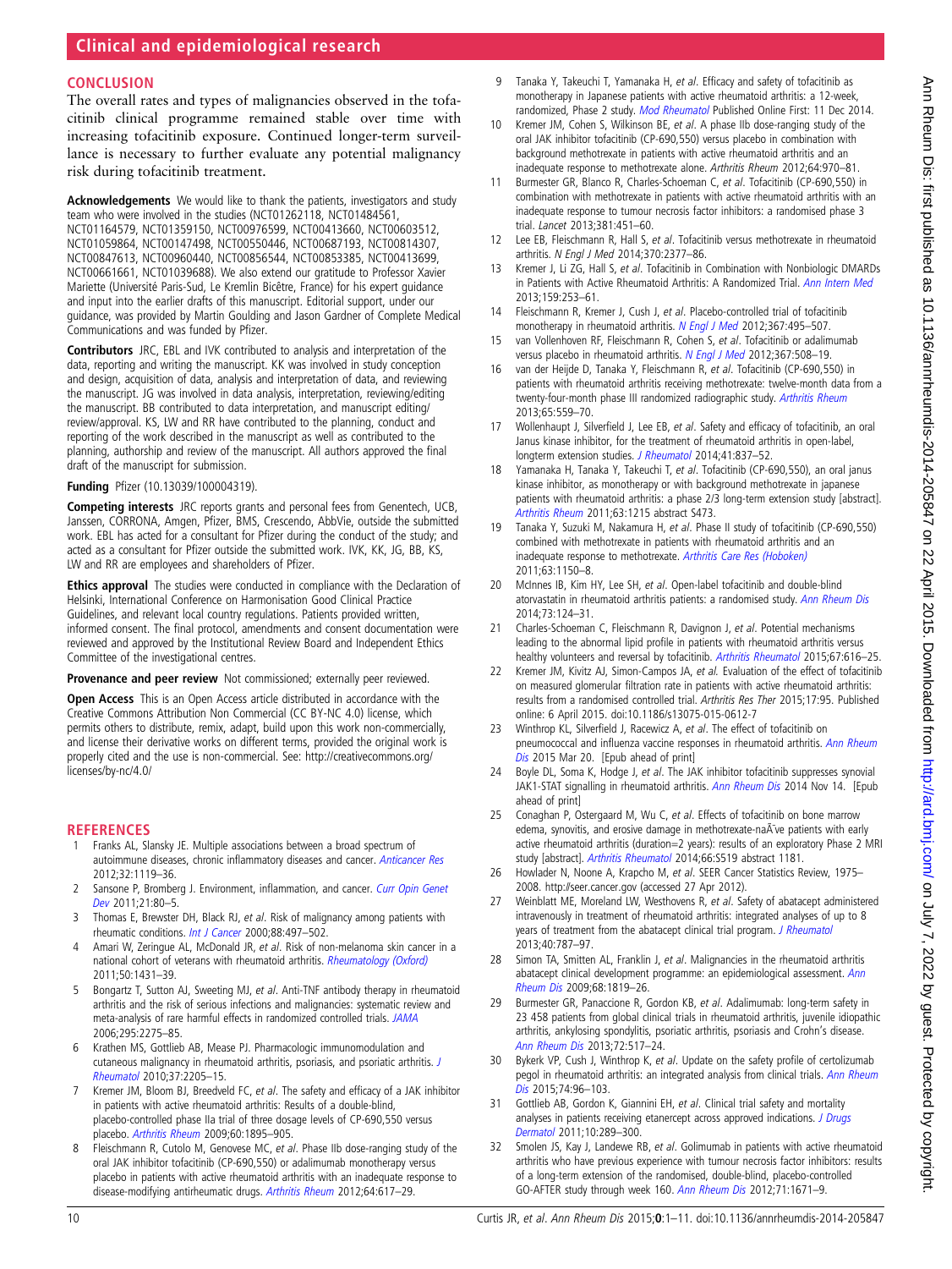## CONCLUSION

The overall rates and types of malignancies observed in the tofacitinib clinical programme remained stable over time with increasing tofacitinib exposure. Continued longer-term surveillance is necessary to further evaluate any potential malignancy risk during tofacitinib treatment.

**Acknowledgements** We would like to thank the patients, investigators and study team who were involved in the studies (NCT01262118, NCT01484561, NCT01164579, NCT01359150, NCT00976599, NCT00413660, NCT00603512, NCT01059864, NCT00147498, NCT00550446, NCT00687193, NCT00814307, NCT00847613, NCT00960440, NCT00856544, NCT00853385, NCT00413699, NCT00661661, NCT01039688). We also extend our gratitude to Professor Xavier Mariette (Université Paris-Sud, Le Kremlin Bicêtre, France) for his expert guidance and input into the earlier drafts of this manuscript. Editorial support, under our guidance, was provided by Martin Goulding and Jason Gardner of Complete Medical Communications and was funded by Pfizer.

**Contributors** JRC, EBL and IVK contributed to analysis and interpretation of the data, reporting and writing the manuscript. KK was involved in study conception and design, acquisition of data, analysis and interpretation of data, and reviewing the manuscript. JG was involved in data analysis, interpretation, reviewing/editing the manuscript. BB contributed to data interpretation, and manuscript editing/review/approval. KS, LW and RR have contributed to the planning, conduct and reporting of the work described in the manuscript as well as contributed to the planning, authorship and review of the manuscript. All authors approved the final draft of the manuscript for submission.

**Funding** Pfizer (10.13039/100004319).

**Competing interests** JRC reports grants and personal fees from Genentech, UCB, Janssen, CORRONA, Amgen, Pfizer, BMS, Crescendo, AbbVie, outside the submitted work. EBL has acted for a consultant for Pfizer during the conduct of the study; and acted as a consultant for Pfizer outside the submitted work. IVK, KK, JG, BB, KS, LW and RR are employees and shareholders of Pfizer.

**Ethics approval** The studies were conducted in compliance with the Declaration of Helsinki, International Conference on Harmonisation Good Clinical Practice Guidelines, and relevant local country regulations. Patients provided written, informed consent. The final protocol, amendments and consent documentation were reviewed and approved by the Institutional Review Board and Independent Ethics Committee of the investigational centres.

**Provenance and peer review** Not commissioned; externally peer reviewed.

**Open Access** This is an Open Access article distributed in accordance with the Creative Commons Attribution Non Commercial (CC BY-NC 4.0) license, which permits others to distribute, remix, adapt, build upon this work non-commercially, and license their derivative works on different terms, provided the original work is properly cited and the use is non-commercial. See: http://creativecommons.org/licenses/by-nc/4.0/

## REFERENCES

1. Franks AL, Slansky JE. Multiple associations between a broad spectrum of autoimmune diseases, chronic inflammatory diseases and cancer. *Anticancer Res* 2012;32:1119–36.
2. Sansone P, Bromberg J. Environment, inflammation, and cancer. *Curr Opin Genet Dev* 2011;21:80–5.
3. Thomas E, Brewster DH, Black RJ, *et al*. Risk of malignancy among patients with rheumatic conditions. *Int J Cancer* 2000;88:497–502.
4. Amari W, Zeringue AL, McDonald JR, *et al*. Risk of non-melanoma skin cancer in a national cohort of veterans with rheumatoid arthritis. *Rheumatology (Oxford)* 2011;50:1431–39.
5. Bongartz T, Sutton AJ, Sweeting MJ, *et al*. Anti-TNF antibody therapy in rheumatoid arthritis and the risk of serious infections and malignancies: systematic review and meta-analysis of rare harmful effects in randomized controlled trials. *JAMA* 2006;295:2275–85.
6. Krathen MS, Gottlieb AB, Mease PJ. Pharmacologic immunomodulation and cutaneous malignancy in rheumatoid arthritis, psoriasis, and psoriatic arthritis. *J Rheumatol* 2010;37:2205–15.
7. Kremer JM, Bloom BJ, Breedveld FC, *et al*. The safety and efficacy of a JAK inhibitor in patients with active rheumatoid arthritis: Results of a double-blind, placebo-controlled phase IIa trial of three dosage levels of CP-690,550 versus placebo. *Arthritis Rheum* 2009;60:1895–905.
8. Fleischmann R, Cutolo M, Genovese MC, *et al*. Phase IIb dose-ranging study of the oral JAK inhibitor tofacitinib (CP-690,550) or adalimumab monotherapy versus placebo in patients with active rheumatoid arthritis with an inadequate response to disease-modifying antirheumatic drugs. *Arthritis Rheum* 2012;64:617–29.
9. Tanaka Y, Takeuchi T, Yamanaka H, *et al*. Efficacy and safety of tofacitinib as monotherapy in Japanese patients with active rheumatoid arthritis: a 12-week, randomized, Phase 2 study. *Mod Rheumatol* Published Online First: 11 Dec 2014.
10. Kremer JM, Cohen S, Wilkinson BE, *et al*. A phase IIb dose-ranging study of the oral JAK inhibitor tofacitinib (CP-690,550) versus placebo in combination with background methotrexate in patients with active rheumatoid arthritis and an inadequate response to methotrexate alone. *Arthritis Rheum* 2012;64:970–81.
11. Burmester GR, Blanco R, Charles-Schoeman C, *et al*. Tofacitinib (CP-690,550) in combination with methotrexate in patients with active rheumatoid arthritis with an inadequate response to tumour necrosis factor inhibitors: a randomised phase 3 trial. *Lancet* 2013;381:451–60.
12. Lee EB, Fleischmann R, Hall S, *et al*. Tofacitinib versus methotrexate in rheumatoid arthritis. *N Engl J Med* 2014;370:2377–86.
13. Kremer J, Li ZG, Hall S, *et al*. Tofacitinib in Combination with Nonbiologic DMARDs in Patients with Active Rheumatoid Arthritis: A Randomized Trial. *Ann Intern Med* 2013;159:253–61.
14. Fleischmann R, Kremer J, Cush J, *et al*. Placebo-controlled trial of tofacitinib monotherapy in rheumatoid arthritis. *N Engl J Med* 2012;367:495–507.
15. van Vollenhoven RF, Fleischmann R, Cohen S, *et al*. Tofacitinib or adalimumab versus placebo in rheumatoid arthritis. *N Engl J Med* 2012;367:508–19.
16. van der Heijde D, Tanaka Y, Fleischmann R, *et al*. Tofacitinib (CP-690,550) in patients with rheumatoid arthritis receiving methotrexate: twelve-month data from a twenty-four-month phase III randomized radiographic study. *Arthritis Rheum* 2013;65:559–70.
17. Wollenhaupt J, Silverfield J, Lee EB, *et al*. Safety and efficacy of tofacitinib, an oral Janus kinase inhibitor, for the treatment of rheumatoid arthritis in open-label, longterm extension studies. *J Rheumatol* 2014;41:837–52.
18. Yamanaka H, Tanaka Y, Takeuchi T, *et al*. Tofacitinib (CP-690,550), an oral janus kinase inhibitor, as monotherapy or with background methotrexate in japanese patients with rheumatoid arthritis: a phase 2/3 long-term extension study [abstract]. *Arthritis Rheum* 2011;63:1215 abstract S473.
19. Tanaka Y, Suzuki M, Nakamura H, *et al*. Phase II study of tofacitinib (CP-690,550) combined with methotrexate in patients with rheumatoid arthritis and an inadequate response to methotrexate. *Arthritis Care Res (Hoboken)* 2011;63:1150–8.
20. McInnes IB, Kim HY, Lee SH, *et al*. Open-label tofacitinib and double-blind atorvastatin in rheumatoid arthritis patients: a randomised study. *Ann Rheum Dis* 2014;73:124–31.
21. Charles-Schoeman C, Fleischmann R, Davignon J, *et al*. Potential mechanisms leading to the abnormal lipid profile in patients with rheumatoid arthritis versus healthy volunteers and reversal by tofacitinib. *Arthritis Rheumatol* 2015;67:616–25.
22. Kremer JM, Kivitz AJ, Simon-Campos JA, *et al*. Evaluation of the effect of tofacitinib on measured glomerular filtration rate in patients with active rheumatoid arthritis: results from a randomised controlled trial. *Arthritis Res Ther* 2015;17:95. Published online: 6 April 2015. doi:10.1186/s13075-015-0612-7
23. Winthrop KL, Silverfield J, Racewicz A, *et al*. The effect of tofacitinib on pneumococcal and influenza vaccine responses in rheumatoid arthritis. *Ann Rheum Dis* 2015 Mar 20. [Epub ahead of print]
24. Boyle DL, Soma K, Hodge J, *et al*. The JAK inhibitor tofacitinib suppresses synovial JAK1-STAT signalling in rheumatoid arthritis. *Ann Rheum Dis* 2014 Nov 14. [Epub ahead of print]
25. Conaghan P, Ostergaard M, Wu C, *et al*. Effects of tofacitinib on bone marrow edema, synovitis, and erosive damage in methotrexate-naÃ¯ve patients with early active rheumatoid arthritis (duration=2 years): results of an exploratory Phase 2 MRI study [abstract]. *Arthritis Rheumatol* 2014;66:S519 abstract 1181.
26. Howlader N, Noone A, Krapcho M, *et al*. SEER Cancer Statistics Review, 1975–2008. http://seer.cancer.gov (accessed 27 Apr 2012).
27. Weinblatt ME, Moreland LW, Westhovens R, *et al*. Safety of abatacept administered intravenously in treatment of rheumatoid arthritis: integrated analyses of up to 8 years of treatment from the abatacept clinical trial program. *J Rheumatol* 2013;40:787–97.
28. Simon TA, Smitten AL, Franklin J, *et al*. Malignancies in the rheumatoid arthritis abatacept clinical development programme: an epidemiological assessment. *Ann Rheum Dis* 2009;68:1819–26.
29. Burmester GR, Panaccione R, Gordon KB, *et al*. Adalimumab: long-term safety in 23 458 patients from global clinical trials in rheumatoid arthritis, juvenile idiopathic arthritis, ankylosing spondylitis, psoriatic arthritis, psoriasis and Crohn's disease. *Ann Rheum Dis* 2013;72:517–24.
30. Bykerk VP, Cush J, Winthrop K, *et al*. Update on the safety profile of certolizumab pegol in rheumatoid arthritis: an integrated analysis from clinical trials. *Ann Rheum Dis* 2015;74:96–103.
31. Gottlieb AB, Gordon K, Giannini EH, *et al*. Clinical trial safety and mortality analyses in patients receiving etanercept across approved indications. *J Drugs Dermatol* 2011;10:289–300.
32. Smolen JS, Kay J, Landewe RB, *et al*. Golimumab in patients with active rheumatoid arthritis who have previous experience with tumour necrosis factor inhibitors: results of a long-term extension of the randomised, double-blind, placebo-controlled GO-AFTER study through week 160. *Ann Rheum Dis* 2012;71:1671–9.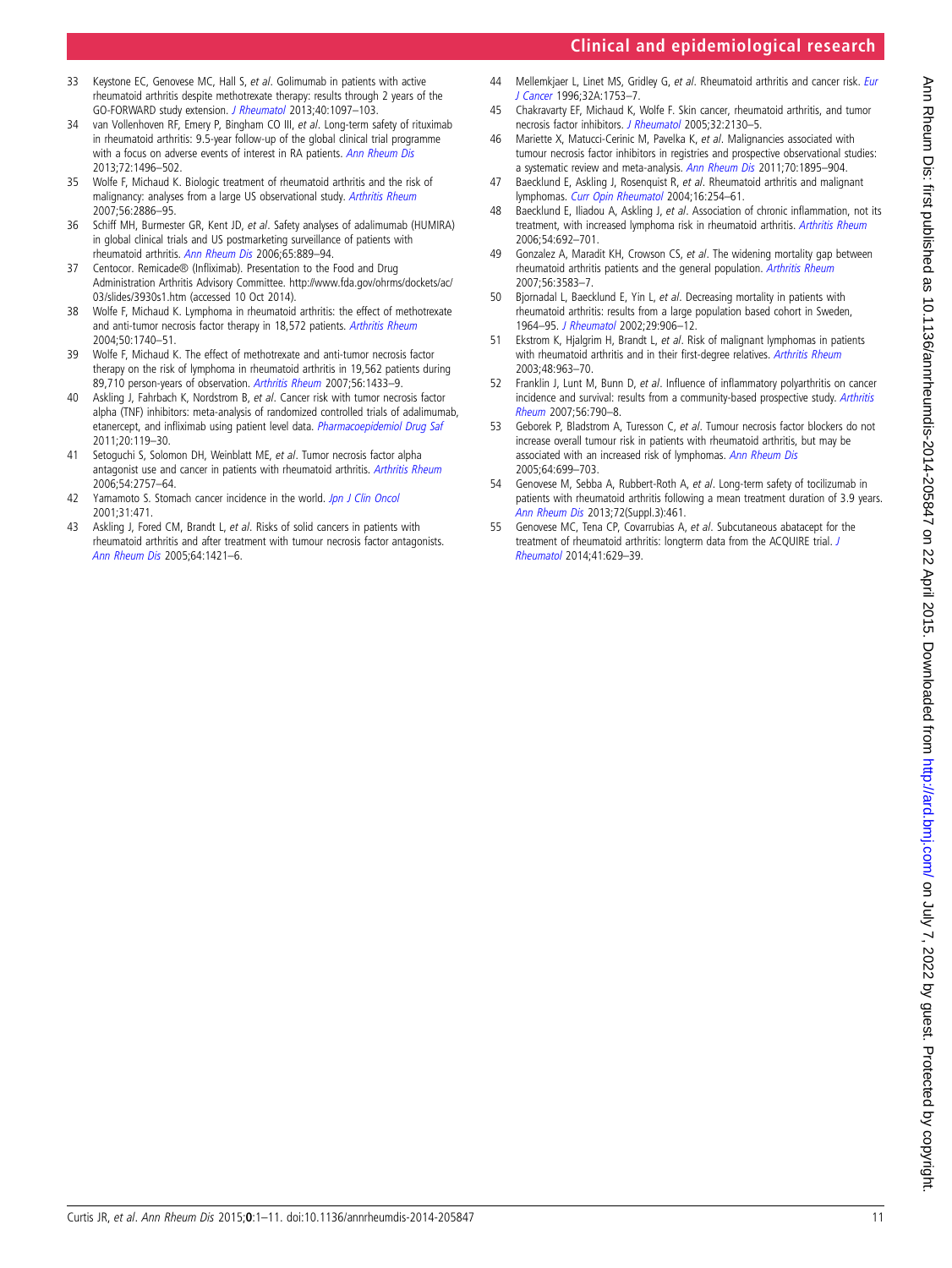33 Keystone EC, Genovese MC, Hall S, *et al*. Golimumab in patients with active rheumatoid arthritis despite methotrexate therapy: results through 2 years of the GO-FORWARD study extension. *J Rheumatol* 2013;40:1097–103.

34 van Vollenhoven RF, Emery P, Bingham CO III, *et al*. Long-term safety of rituximab in rheumatoid arthritis: 9.5-year follow-up of the global clinical trial programme with a focus on adverse events of interest in RA patients. *Ann Rheum Dis* 2013;72:1496–502.

35 Wolfe F, Michaud K. Biologic treatment of rheumatoid arthritis and the risk of malignancy: analyses from a large US observational study. *Arthritis Rheum* 2007;56:2886–95.

36 Schiff MH, Burmester GR, Kent JD, *et al*. Safety analyses of adalimumab (HUMIRA) in global clinical trials and US postmarketing surveillance of patients with rheumatoid arthritis. *Ann Rheum Dis* 2006;65:889–94.

37 Centocor. Remicade® (Infliximab). Presentation to the Food and Drug Administration Arthritis Advisory Committee. http://www.fda.gov/ohrms/dockets/ac/03/slides/3930s1.htm (accessed 10 Oct 2014).

38 Wolfe F, Michaud K. Lymphoma in rheumatoid arthritis: the effect of methotrexate and anti-tumor necrosis factor therapy in 18,572 patients. *Arthritis Rheum* 2004;50:1740–51.

39 Wolfe F, Michaud K. The effect of methotrexate and anti-tumor necrosis factor therapy on the risk of lymphoma in rheumatoid arthritis in 19,562 patients during 89,710 person-years of observation. *Arthritis Rheum* 2007;56:1433–9.

40 Askling J, Fahrbach K, Nordstrom B, *et al*. Cancer risk with tumor necrosis factor alpha (TNF) inhibitors: meta-analysis of randomized controlled trials of adalimumab, etanercept, and infliximab using patient level data. *Pharmacoepidemiol Drug Saf* 2011;20:119–30.

41 Setoguchi S, Solomon DH, Weinblatt ME, *et al*. Tumor necrosis factor alpha antagonist use and cancer in patients with rheumatoid arthritis. *Arthritis Rheum* 2006;54:2757–64.

42 Yamamoto S. Stomach cancer incidence in the world. *Jpn J Clin Oncol* 2001;31:471.

43 Askling J, Fored CM, Brandt L, *et al*. Risks of solid cancers in patients with rheumatoid arthritis and after treatment with tumour necrosis factor antagonists. *Ann Rheum Dis* 2005;64:1421–6.

44 Mellemkjaer L, Linet MS, Gridley G, *et al*. Rheumatoid arthritis and cancer risk. *Eur J Cancer* 1996;32A:1753–7.

45 Chakravarty EF, Michaud K, Wolfe F. Skin cancer, rheumatoid arthritis, and tumor necrosis factor inhibitors. *J Rheumatol* 2005;32:2130–5.

46 Mariette X, Matucci-Cerinic M, Pavelka K, *et al*. Malignancies associated with tumour necrosis factor inhibitors in registries and prospective observational studies: a systematic review and meta-analysis. *Ann Rheum Dis* 2011;70:1895–904.

47 Baecklund E, Askling J, Rosenquist R, *et al*. Rheumatoid arthritis and malignant lymphomas. *Curr Opin Rheumatol* 2004;16:254–61.

48 Baecklund E, Iliadou A, Askling J, *et al*. Association of chronic inflammation, not its treatment, with increased lymphoma risk in rheumatoid arthritis. *Arthritis Rheum* 2006;54:692–701.

49 Gonzalez A, Maradit KH, Crowson CS, *et al*. The widening mortality gap between rheumatoid arthritis patients and the general population. *Arthritis Rheum* 2007;56:3583–7.

50 Bjornadal L, Baecklund E, Yin L, *et al*. Decreasing mortality in patients with rheumatoid arthritis: results from a large population based cohort in Sweden, 1964–95. *J Rheumatol* 2002;29:906–12.

51 Ekstrom K, Hjalgrim H, Brandt L, *et al*. Risk of malignant lymphomas in patients with rheumatoid arthritis and in their first-degree relatives. *Arthritis Rheum* 2003;48:963–70.

52 Franklin J, Lunt M, Bunn D, *et al*. Influence of inflammatory polyarthritis on cancer incidence and survival: results from a community-based prospective study. *Arthritis Rheum* 2007;56:790–8.

53 Geborek P, Bladstrom A, Turesson C, *et al*. Tumour necrosis factor blockers do not increase overall tumour risk in patients with rheumatoid arthritis, but may be associated with an increased risk of lymphomas. *Ann Rheum Dis* 2005;64:699–703.

54 Genovese M, Sebba A, Rubbert-Roth A, *et al*. Long-term safety of tocilizumab in patients with rheumatoid arthritis following a mean treatment duration of 3.9 years. *Ann Rheum Dis* 2013;72(Suppl.3):461.

55 Genovese MC, Tena CP, Covarrubias A, *et al*. Subcutaneous abatacept for the treatment of rheumatoid arthritis: longterm data from the ACQUIRE trial. *J Rheumatol* 2014;41:629–39.